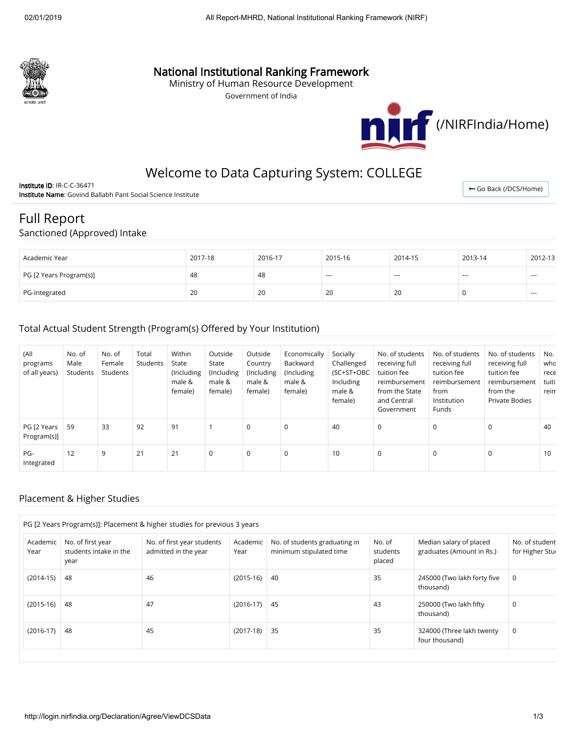# National Institutional Ranking Framework

Ministry of Human Resource Development

Government of India

(/NIRFIndia/Home)

## Welcome to Data Capturing System: COLLEGE

**Institute ID**: IR-C-C-36471

**Institute Name**: Govind Ballabh Pant Social Science Institute

← Go Back (/DCS/Home)

# Full Report

## Sanctioned (Approved) Intake

| Academic Year | 2017-18 | 2016-17 | 2015-16 | 2014-15 | 2013-14 | 2012-13 |
|---|---|---|---|---|---|---|
| PG [2 Years Program(s)] | 48 | 48 | --- | --- | --- | --- |
| PG-Integrated | 20 | 20 | 20 | 20 | 0 | --- |

## Total Actual Student Strength (Program(s) Offered by Your Institution)

| (All programs of all years) | No. of Male Students | No. of Female Students | Total Students | Within State (Including male & female) | Outside State (Including male & female) | Outside Country (Including male & female) | Economically Backward (Including male & female) | Socially Challenged (SC+ST+OBC Including male & female) | No. of students receiving full tuition fee reimbursement from the State and Central Government | No. of students receiving full tuition fee reimbursement from Institution Funds | No. of students receiving full tuition fee reimbursement from the Private Bodies | No. who rece tuiti reim |
|---|---|---|---|---|---|---|---|---|---|---|---|---|
| PG [2 Years Program(s)] | 59 | 33 | 92 | 91 | 1 | 0 | 0 | 40 | 0 | 0 | 0 | 40 |
| PG-Integrated | 12 | 9 | 21 | 21 | 0 | 0 | 0 | 10 | 0 | 0 | 0 | 10 |

## Placement & Higher Studies

PG [2 Years Program(s)]: Placement & higher studies for previous 3 years

| Academic Year | No. of first year students intake in the year | No. of first year students admitted in the year | Academic Year | No. of students graduating in minimum stipulated time | No. of students placed | Median salary of placed graduates (Amount in Rs.) | No. of student for Higher Stu |
|---|---|---|---|---|---|---|---|
| (2014-15) | 48 | 46 | (2015-16) | 40 | 35 | 245000 (Two lakh forty five thousand) | 0 |
| (2015-16) | 48 | 47 | (2016-17) | 45 | 43 | 250000 (Two lakh fifty thousand) | 0 |
| (2016-17) | 48 | 45 | (2017-18) | 35 | 35 | 324000 (Three lakh twenty four thousand) | 0 |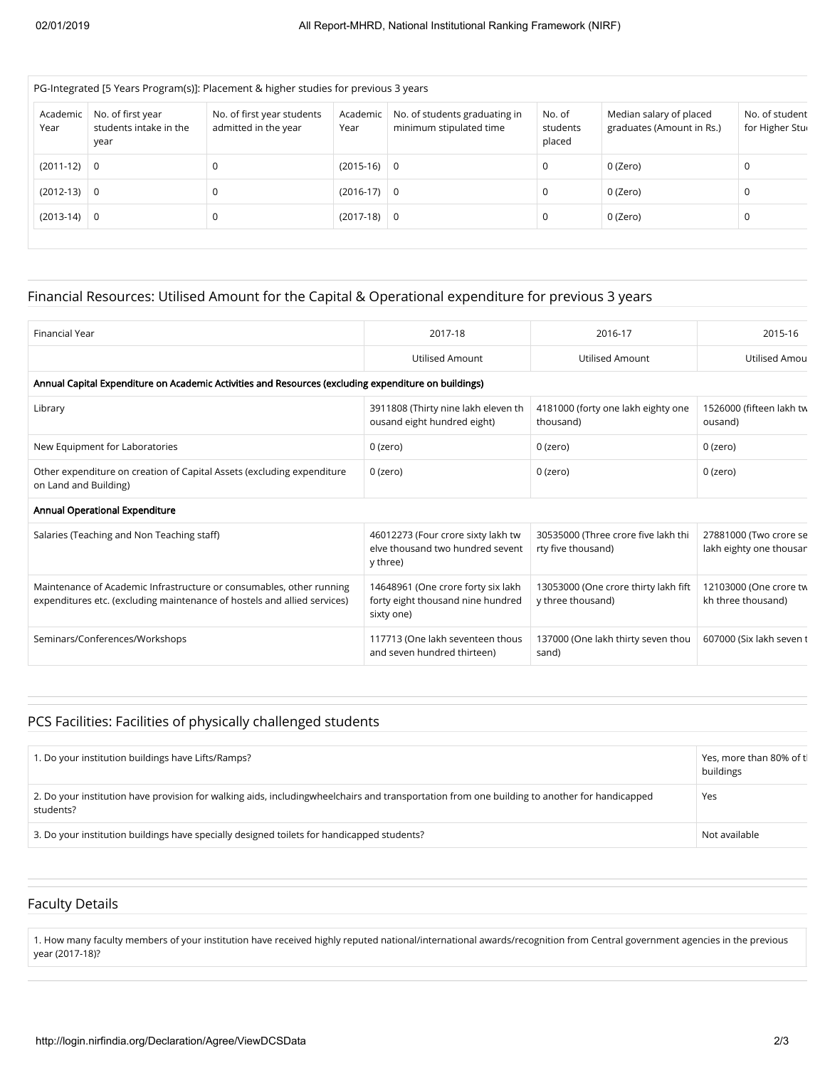| PG-Integrated [5 Years Program(s)]: Placement & higher studies for previous 3 years | | | | | | | |
|---|---|---|---|---|---|---|---|
| Academic Year | No. of first year students intake in the year | No. of first year students admitted in the year | Academic Year | No. of students graduating in minimum stipulated time | No. of students placed | Median salary of placed graduates (Amount in Rs.) | No. of student for Higher Stu |
| (2011-12) | 0 | 0 | (2015-16) | 0 | 0 | 0 (Zero) | 0 |
| (2012-13) | 0 | 0 | (2016-17) | 0 | 0 | 0 (Zero) | 0 |
| (2013-14) | 0 | 0 | (2017-18) | 0 | 0 | 0 (Zero) | 0 |

## Financial Resources: Utilised Amount for the Capital & Operational expenditure for previous 3 years

| Financial Year | 2017-18 | 2016-17 | 2015-16 |
|---|---|---|---|
| | Utilised Amount | Utilised Amount | Utilised Amou |
| **Annual Capital Expenditure on Academic Activities and Resources (excluding expenditure on buildings)** | | | |
| Library | 3911808 (Thirty nine lakh eleven th ousand eight hundred eight) | 4181000 (forty one lakh eighty one thousand) | 1526000 (fifteen lakh tw ousand) |
| New Equipment for Laboratories | 0 (zero) | 0 (zero) | 0 (zero) |
| Other expenditure on creation of Capital Assets (excluding expenditure on Land and Building) | 0 (zero) | 0 (zero) | 0 (zero) |
| **Annual Operational Expenditure** | | | |
| Salaries (Teaching and Non Teaching staff) | 46012273 (Four crore sixty lakh tw elve thousand two hundred sevent y three) | 30535000 (Three crore five lakh thi rty five thousand) | 27881000 (Two crore se lakh eighty one thousar |
| Maintenance of Academic Infrastructure or consumables, other running expenditures etc. (excluding maintenance of hostels and allied services) | 14648961 (One crore forty six lakh forty eight thousand nine hundred sixty one) | 13053000 (One crore thirty lakh fift y three thousand) | 12103000 (One crore tw kh three thousand) |
| Seminars/Conferences/Workshops | 117713 (One lakh seventeen thous and seven hundred thirteen) | 137000 (One lakh thirty seven thou sand) | 607000 (Six lakh seven t |

## PCS Facilities: Facilities of physically challenged students

| | |
|---|---|
| 1. Do your institution buildings have Lifts/Ramps? | Yes, more than 80% of t buildings |
| 2. Do your institution have provision for walking aids, includingwheelchairs and transportation from one building to another for handicapped students? | Yes |
| 3. Do your institution buildings have specially designed toilets for handicapped students? | Not available |

## Faculty Details

| |
|---|
| 1. How many faculty members of your institution have received highly reputed national/international awards/recognition from Central government agencies in the previous year (2017-18)? |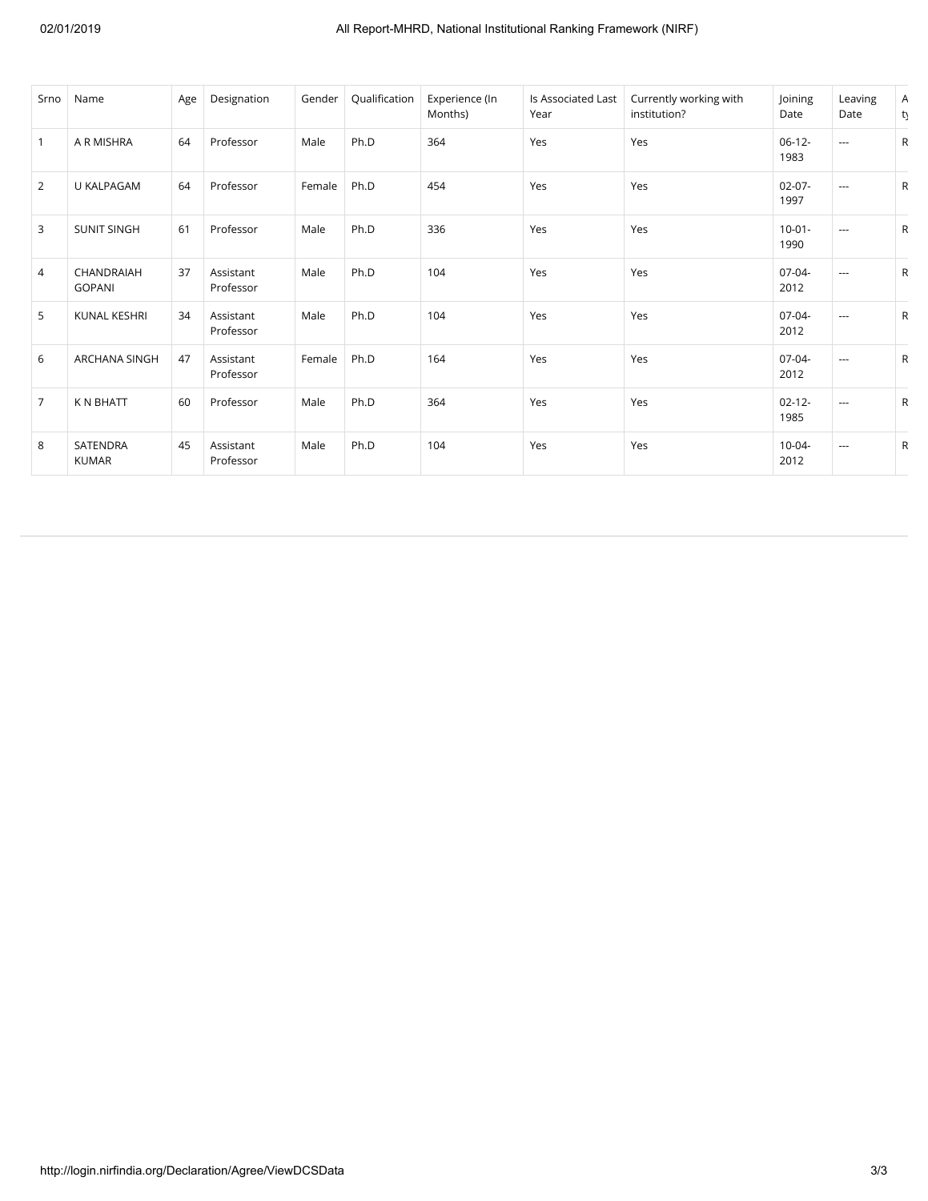| Srno | Name | Age | Designation | Gender | Qualification | Experience (In Months) | Is Associated Last Year | Currently working with institution? | Joining Date | Leaving Date | A t |
| --- | --- | --- | --- | --- | --- | --- | --- | --- | --- | --- | --- |
| 1 | A R MISHRA | 64 | Professor | Male | Ph.D | 364 | Yes | Yes | 06-12-1983 | --- | R |
| 2 | U KALPAGAM | 64 | Professor | Female | Ph.D | 454 | Yes | Yes | 02-07-1997 | --- | R |
| 3 | SUNIT SINGH | 61 | Professor | Male | Ph.D | 336 | Yes | Yes | 10-01-1990 | --- | R |
| 4 | CHANDRAIAH GOPANI | 37 | Assistant Professor | Male | Ph.D | 104 | Yes | Yes | 07-04-2012 | --- | R |
| 5 | KUNAL KESHRI | 34 | Assistant Professor | Male | Ph.D | 104 | Yes | Yes | 07-04-2012 | --- | R |
| 6 | ARCHANA SINGH | 47 | Assistant Professor | Female | Ph.D | 164 | Yes | Yes | 07-04-2012 | --- | R |
| 7 | K N BHATT | 60 | Professor | Male | Ph.D | 364 | Yes | Yes | 02-12-1985 | --- | R |
| 8 | SATENDRA KUMAR | 45 | Assistant Professor | Male | Ph.D | 104 | Yes | Yes | 10-04-2012 | --- | R |